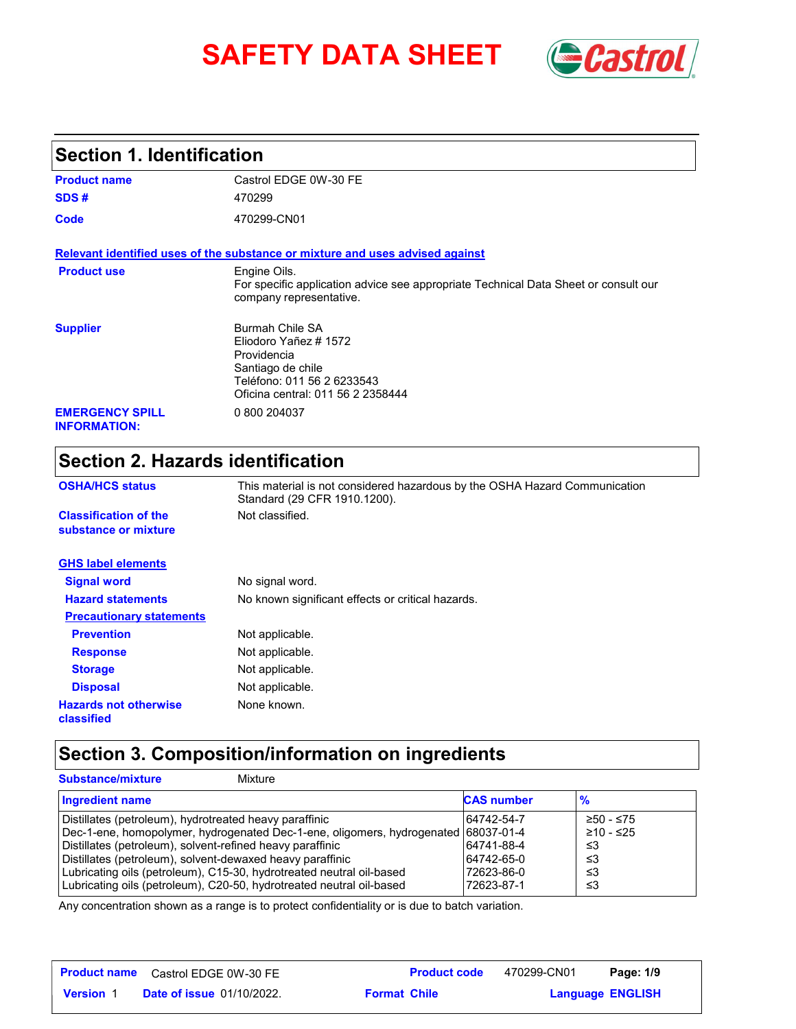# SAFETY DATA SHEET

## Section 1. Identification

**Product name** Castrol EDGE 0W-30 FE

**SDS #** 470299

**Code** 470299-CN01

**Relevant identified uses of the substance or mixture and uses advised against**

**Product use** Engine Oils.
For specific application advice see appropriate Technical Data Sheet or consult our company representative.

**Supplier**
Burmah Chile SA
Eliodoro Yañez # 1572
Providencia
Santiago de chile
Teléfono: 011 56 2 6233543
Oficina central: 011 56 2 2358444

**EMERGENCY SPILL INFORMATION:** 0 800 204037

## Section 2. Hazards identification

**OSHA/HCS status** This material is not considered hazardous by the OSHA Hazard Communication Standard (29 CFR 1910.1200).

**Classification of the substance or mixture** Not classified.

**GHS label elements**

**Signal word** No signal word.

**Hazard statements** No known significant effects or critical hazards.

**Precautionary statements**

**Prevention** Not applicable.

**Response** Not applicable.

**Storage** Not applicable.

**Disposal** Not applicable.

**Hazards not otherwise classified** None known.

## Section 3. Composition/information on ingredients

**Substance/mixture** Mixture

| Ingredient name | CAS number | % |
|---|---|---|
| Distillates (petroleum), hydrotreated heavy paraffinic | 64742-54-7 | ≥50 - ≤75 |
| Dec-1-ene, homopolymer, hydrogenated Dec-1-ene, oligomers, hydrogenated | 68037-01-4 | ≥10 - ≤25 |
| Distillates (petroleum), solvent-refined heavy paraffinic | 64741-88-4 | ≤3 |
| Distillates (petroleum), solvent-dewaxed heavy paraffinic | 64742-65-0 | ≤3 |
| Lubricating oils (petroleum), C15-30, hydrotreated neutral oil-based | 72623-86-0 | ≤3 |
| Lubricating oils (petroleum), C20-50, hydrotreated neutral oil-based | 72623-87-1 | ≤3 |

Any concentration shown as a range is to protect confidentiality or is due to batch variation.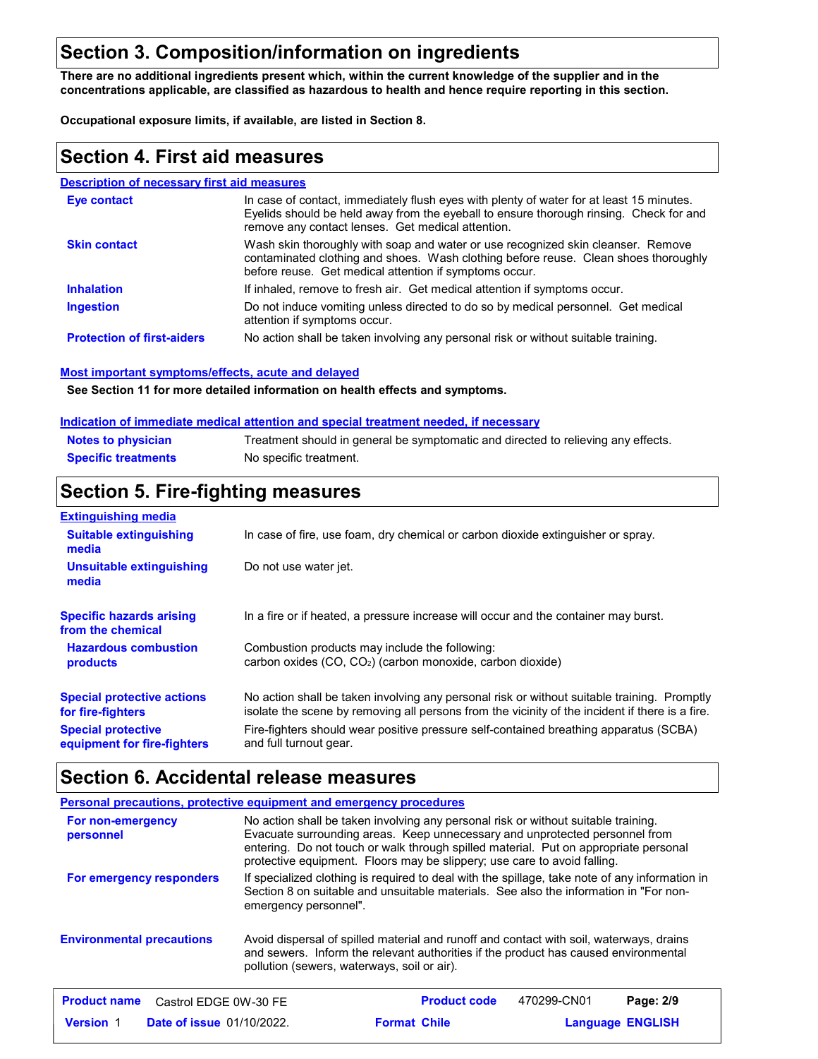## Section 3. Composition/information on ingredients

**There are no additional ingredients present which, within the current knowledge of the supplier and in the concentrations applicable, are classified as hazardous to health and hence require reporting in this section.**

**Occupational exposure limits, if available, are listed in Section 8.**

## Section 4. First aid measures

### Description of necessary first aid measures

| | |
|---|---|
| **Eye contact** | In case of contact, immediately flush eyes with plenty of water for at least 15 minutes. Eyelids should be held away from the eyeball to ensure thorough rinsing. Check for and remove any contact lenses. Get medical attention. |
| **Skin contact** | Wash skin thoroughly with soap and water or use recognized skin cleanser. Remove contaminated clothing and shoes. Wash clothing before reuse. Clean shoes thoroughly before reuse. Get medical attention if symptoms occur. |
| **Inhalation** | If inhaled, remove to fresh air. Get medical attention if symptoms occur. |
| **Ingestion** | Do not induce vomiting unless directed to do so by medical personnel. Get medical attention if symptoms occur. |
| **Protection of first-aiders** | No action shall be taken involving any personal risk or without suitable training. |

### Most important symptoms/effects, acute and delayed

**See Section 11 for more detailed information on health effects and symptoms.**

### Indication of immediate medical attention and special treatment needed, if necessary

| | |
|---|---|
| **Notes to physician** | Treatment should in general be symptomatic and directed to relieving any effects. |
| **Specific treatments** | No specific treatment. |

## Section 5. Fire-fighting measures

### Extinguishing media

| | |
|---|---|
| **Suitable extinguishing media** | In case of fire, use foam, dry chemical or carbon dioxide extinguisher or spray. |
| **Unsuitable extinguishing media** | Do not use water jet. |
| **Specific hazards arising from the chemical** | In a fire or if heated, a pressure increase will occur and the container may burst. |
| **Hazardous combustion products** | Combustion products may include the following: carbon oxides (CO, $CO_2$) (carbon monoxide, carbon dioxide) |
| **Special protective actions for fire-fighters** | No action shall be taken involving any personal risk or without suitable training. Promptly isolate the scene by removing all persons from the vicinity of the incident if there is a fire. |
| **Special protective equipment for fire-fighters** | Fire-fighters should wear positive pressure self-contained breathing apparatus (SCBA) and full turnout gear. |

## Section 6. Accidental release measures

### Personal precautions, protective equipment and emergency procedures

| | |
|---|---|
| **For non-emergency personnel** | No action shall be taken involving any personal risk or without suitable training. Evacuate surrounding areas. Keep unnecessary and unprotected personnel from entering. Do not touch or walk through spilled material. Put on appropriate personal protective equipment. Floors may be slippery; use care to avoid falling. |
| **For emergency responders** | If specialized clothing is required to deal with the spillage, take note of any information in Section 8 on suitable and unsuitable materials. See also the information in "For non-emergency personnel". |
| **Environmental precautions** | Avoid dispersal of spilled material and runoff and contact with soil, waterways, drains and sewers. Inform the relevant authorities if the product has caused environmental pollution (sewers, waterways, soil or air). |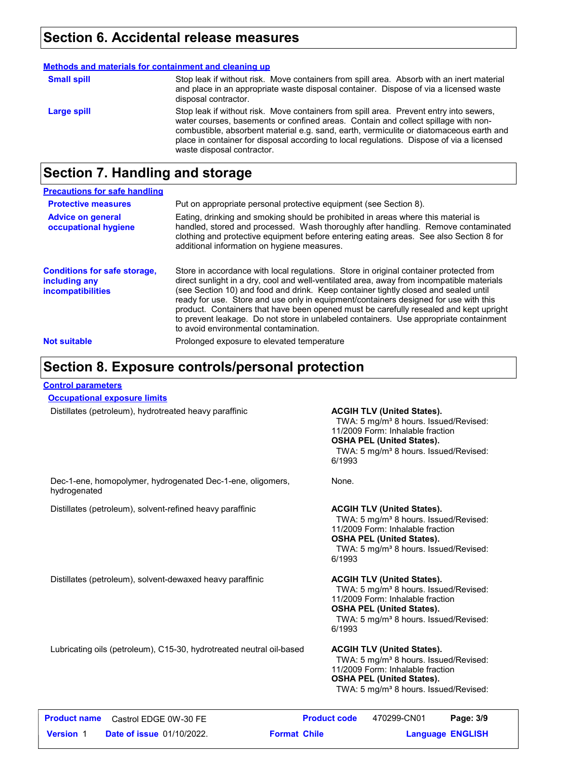## Section 6. Accidental release measures

**Methods and materials for containment and cleaning up**

**Small spill**

Stop leak if without risk. Move containers from spill area. Absorb with an inert material and place in an appropriate waste disposal container. Dispose of via a licensed waste disposal contractor.

**Large spill**

Stop leak if without risk. Move containers from spill area. Prevent entry into sewers, water courses, basements or confined areas. Contain and collect spillage with non-combustible, absorbent material e.g. sand, earth, vermiculite or diatomaceous earth and place in container for disposal according to local regulations. Dispose of via a licensed waste disposal contractor.

## Section 7. Handling and storage

**Precautions for safe handling**

**Protective measures**

Put on appropriate personal protective equipment (see Section 8).

**Advice on general occupational hygiene**

Eating, drinking and smoking should be prohibited in areas where this material is handled, stored and processed. Wash thoroughly after handling. Remove contaminated clothing and protective equipment before entering eating areas. See also Section 8 for additional information on hygiene measures.

**Conditions for safe storage, including any incompatibilities**

Store in accordance with local regulations. Store in original container protected from direct sunlight in a dry, cool and well-ventilated area, away from incompatible materials (see Section 10) and food and drink. Keep container tightly closed and sealed until ready for use. Store and use only in equipment/containers designed for use with this product. Containers that have been opened must be carefully resealed and kept upright to prevent leakage. Do not store in unlabeled containers. Use appropriate containment to avoid environmental contamination.

**Not suitable**

Prolonged exposure to elevated temperature

## Section 8. Exposure controls/personal protection

**Control parameters**

**Occupational exposure limits**

| Ingredient | Exposure limits |
|---|---|
| Distillates (petroleum), hydrotreated heavy paraffinic | **ACGIH TLV (United States).** TWA: 5 mg/m³ 8 hours. Issued/Revised: 11/2009 Form: Inhalable fraction **OSHA PEL (United States).** TWA: 5 mg/m³ 8 hours. Issued/Revised: 6/1993 |
| Dec-1-ene, homopolymer, hydrogenated Dec-1-ene, oligomers, hydrogenated | None. |
| Distillates (petroleum), solvent-refined heavy paraffinic | **ACGIH TLV (United States).** TWA: 5 mg/m³ 8 hours. Issued/Revised: 11/2009 Form: Inhalable fraction **OSHA PEL (United States).** TWA: 5 mg/m³ 8 hours. Issued/Revised: 6/1993 |
| Distillates (petroleum), solvent-dewaxed heavy paraffinic | **ACGIH TLV (United States).** TWA: 5 mg/m³ 8 hours. Issued/Revised: 11/2009 Form: Inhalable fraction **OSHA PEL (United States).** TWA: 5 mg/m³ 8 hours. Issued/Revised: 6/1993 |
| Lubricating oils (petroleum), C15-30, hydrotreated neutral oil-based | **ACGIH TLV (United States).** TWA: 5 mg/m³ 8 hours. Issued/Revised: 11/2009 Form: Inhalable fraction **OSHA PEL (United States).** TWA: 5 mg/m³ 8 hours. Issued/Revised: |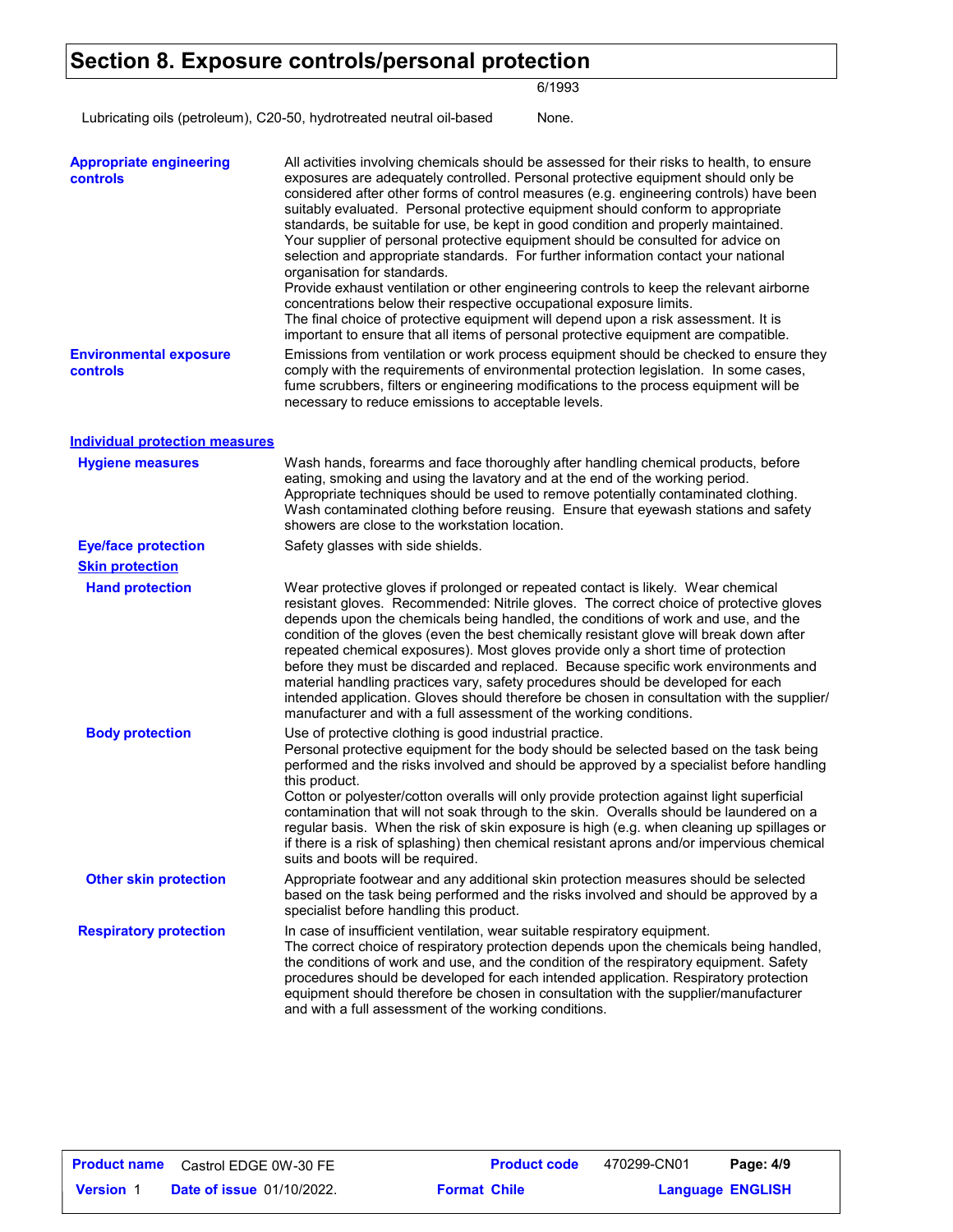# Section 8. Exposure controls/personal protection

| | |
|---|---|
| | 6/1993 |
| Lubricating oils (petroleum), C20-50, hydrotreated neutral oil-based | None. |

**Appropriate engineering controls**

All activities involving chemicals should be assessed for their risks to health, to ensure exposures are adequately controlled. Personal protective equipment should only be considered after other forms of control measures (e.g. engineering controls) have been suitably evaluated. Personal protective equipment should conform to appropriate standards, be suitable for use, be kept in good condition and properly maintained. Your supplier of personal protective equipment should be consulted for advice on selection and appropriate standards. For further information contact your national organisation for standards.
Provide exhaust ventilation or other engineering controls to keep the relevant airborne concentrations below their respective occupational exposure limits.
The final choice of protective equipment will depend upon a risk assessment. It is important to ensure that all items of personal protective equipment are compatible.

**Environmental exposure controls**

Emissions from ventilation or work process equipment should be checked to ensure they comply with the requirements of environmental protection legislation. In some cases, fume scrubbers, filters or engineering modifications to the process equipment will be necessary to reduce emissions to acceptable levels.

## Individual protection measures

**Hygiene measures**

Wash hands, forearms and face thoroughly after handling chemical products, before eating, smoking and using the lavatory and at the end of the working period. Appropriate techniques should be used to remove potentially contaminated clothing. Wash contaminated clothing before reusing. Ensure that eyewash stations and safety showers are close to the workstation location.

**Eye/face protection**

Safety glasses with side shields.

**Skin protection**

**Hand protection**

Wear protective gloves if prolonged or repeated contact is likely. Wear chemical resistant gloves. Recommended: Nitrile gloves. The correct choice of protective gloves depends upon the chemicals being handled, the conditions of work and use, and the condition of the gloves (even the best chemically resistant glove will break down after repeated chemical exposures). Most gloves provide only a short time of protection before they must be discarded and replaced. Because specific work environments and material handling practices vary, safety procedures should be developed for each intended application. Gloves should therefore be chosen in consultation with the supplier/manufacturer and with a full assessment of the working conditions.

**Body protection**

Use of protective clothing is good industrial practice.
Personal protective equipment for the body should be selected based on the task being performed and the risks involved and should be approved by a specialist before handling this product.
Cotton or polyester/cotton overalls will only provide protection against light superficial contamination that will not soak through to the skin. Overalls should be laundered on a regular basis. When the risk of skin exposure is high (e.g. when cleaning up spillages or if there is a risk of splashing) then chemical resistant aprons and/or impervious chemical suits and boots will be required.

**Other skin protection**

Appropriate footwear and any additional skin protection measures should be selected based on the task being performed and the risks involved and should be approved by a specialist before handling this product.

**Respiratory protection**

In case of insufficient ventilation, wear suitable respiratory equipment.
The correct choice of respiratory protection depends upon the chemicals being handled, the conditions of work and use, and the condition of the respiratory equipment. Safety procedures should be developed for each intended application. Respiratory protection equipment should therefore be chosen in consultation with the supplier/manufacturer and with a full assessment of the working conditions.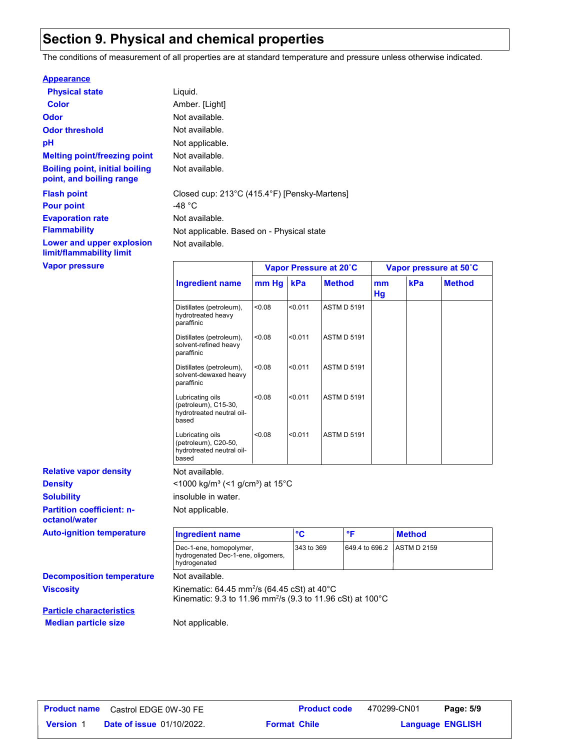# Section 9. Physical and chemical properties

The conditions of measurement of all properties are at standard temperature and pressure unless otherwise indicated.

**Appearance**

| | |
|---|---|
| **Physical state** | Liquid. |
| **Color** | Amber. [Light] |
| **Odor** | Not available. |
| **Odor threshold** | Not available. |
| **pH** | Not applicable. |
| **Melting point/freezing point** | Not available. |
| **Boiling point, initial boiling point, and boiling range** | Not available. |
| **Flash point** | Closed cup: 213°C (415.4°F) [Pensky-Martens] |
| **Pour point** | -48 °C |
| **Evaporation rate** | Not available. |
| **Flammability** | Not applicable. Based on - Physical state |
| **Lower and upper explosion limit/flammability limit** | Not available. |

**Vapor pressure**

| Ingredient name | Vapor Pressure at 20˚C | | | Vapor pressure at 50˚C | | |
|---|---|---|---|---|---|---|
| | mm Hg | kPa | Method | mm Hg | kPa | Method |
| Distillates (petroleum), hydrotreated heavy paraffinic | <0.08 | <0.011 | ASTM D 5191 | | | |
| Distillates (petroleum), solvent-refined heavy paraffinic | <0.08 | <0.011 | ASTM D 5191 | | | |
| Distillates (petroleum), solvent-dewaxed heavy paraffinic | <0.08 | <0.011 | ASTM D 5191 | | | |
| Lubricating oils (petroleum), C15-30, hydrotreated neutral oil-based | <0.08 | <0.011 | ASTM D 5191 | | | |
| Lubricating oils (petroleum), C20-50, hydrotreated neutral oil-based | <0.08 | <0.011 | ASTM D 5191 | | | |

| | |
|---|---|
| **Relative vapor density** | Not available. |
| **Density** | <1000 kg/m³ (<1 g/cm³) at 15°C |
| **Solubility** | insoluble in water. |
| **Partition coefficient: n-octanol/water** | Not applicable. |

**Auto-ignition temperature**

| Ingredient name | °C | °F | Method |
|---|---|---|---|
| Dec-1-ene, homopolymer, hydrogenated Dec-1-ene, oligomers, hydrogenated | 343 to 369 | 649.4 to 696.2 | ASTM D 2159 |

| | |
|---|---|
| **Decomposition temperature** | Not available. |
| **Viscosity** | Kinematic: 64.45 mm²/s (64.45 cSt) at 40°C<br>Kinematic: 9.3 to 11.96 mm²/s (9.3 to 11.96 cSt) at 100°C |

**Particle characteristics**

| | |
|---|---|
| **Median particle size** | Not applicable. |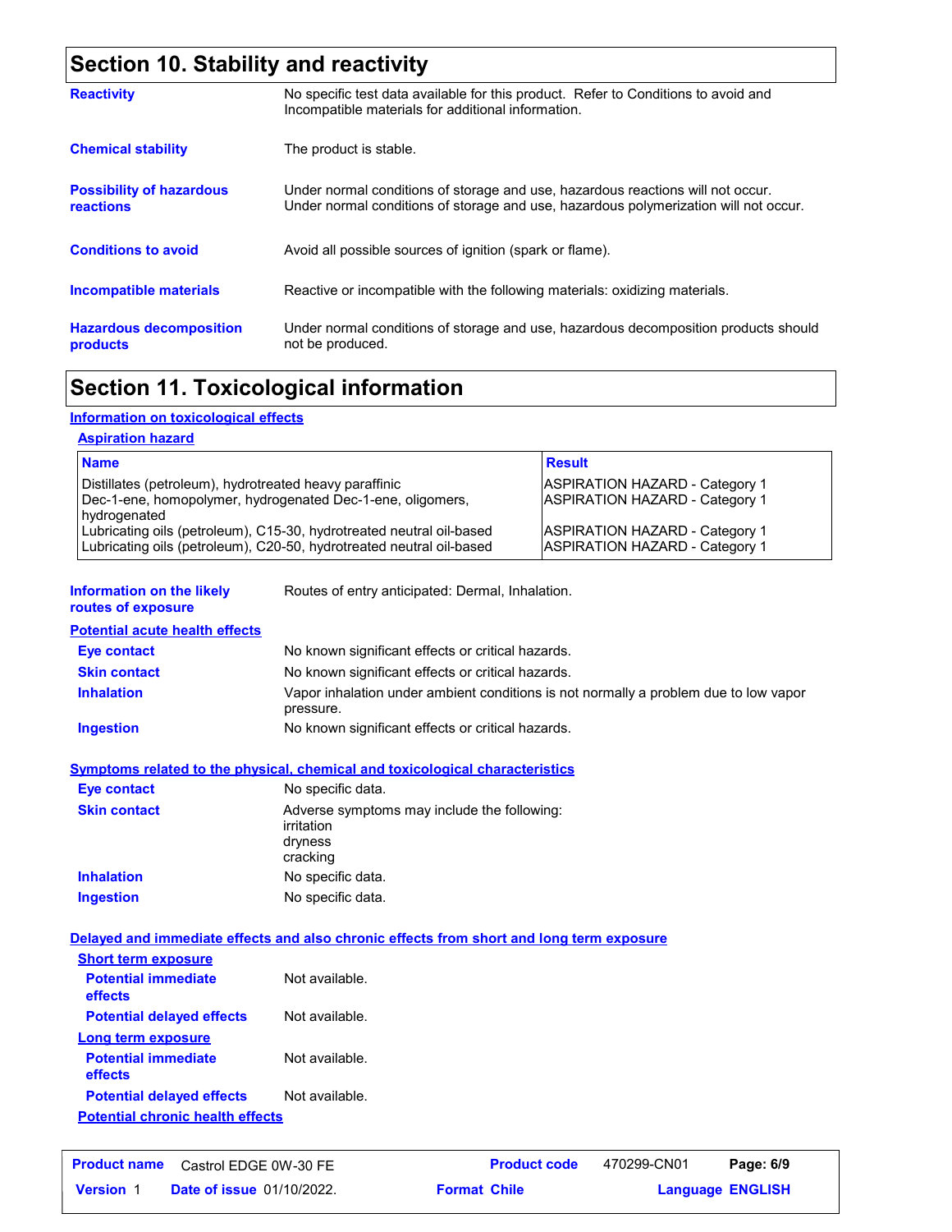# Section 10. Stability and reactivity

**Reactivity**
No specific test data available for this product. Refer to Conditions to avoid and Incompatible materials for additional information.

**Chemical stability**
The product is stable.

**Possibility of hazardous reactions**
Under normal conditions of storage and use, hazardous reactions will not occur.
Under normal conditions of storage and use, hazardous polymerization will not occur.

**Conditions to avoid**
Avoid all possible sources of ignition (spark or flame).

**Incompatible materials**
Reactive or incompatible with the following materials: oxidizing materials.

**Hazardous decomposition products**
Under normal conditions of storage and use, hazardous decomposition products should not be produced.

# Section 11. Toxicological information

## Information on toxicological effects

### Aspiration hazard

| Name | Result |
|---|---|
| Distillates (petroleum), hydrotreated heavy paraffinic | ASPIRATION HAZARD - Category 1 |
| Dec-1-ene, homopolymer, hydrogenated Dec-1-ene, oligomers, hydrogenated | ASPIRATION HAZARD - Category 1 |
| Lubricating oils (petroleum), C15-30, hydrotreated neutral oil-based | ASPIRATION HAZARD - Category 1 |
| Lubricating oils (petroleum), C20-50, hydrotreated neutral oil-based | ASPIRATION HAZARD - Category 1 |

**Information on the likely routes of exposure**
Routes of entry anticipated: Dermal, Inhalation.

## Potential acute health effects

**Eye contact**
No known significant effects or critical hazards.

**Skin contact**
No known significant effects or critical hazards.

**Inhalation**
Vapor inhalation under ambient conditions is not normally a problem due to low vapor pressure.

**Ingestion**
No known significant effects or critical hazards.

## Symptoms related to the physical, chemical and toxicological characteristics

**Eye contact**
No specific data.

**Skin contact**
Adverse symptoms may include the following:
irritation
dryness
cracking

**Inhalation**
No specific data.

**Ingestion**
No specific data.

## Delayed and immediate effects and also chronic effects from short and long term exposure

### Short term exposure

**Potential immediate effects**
Not available.

**Potential delayed effects**
Not available.

### Long term exposure

**Potential immediate effects**
Not available.

**Potential delayed effects**
Not available.

### Potential chronic health effects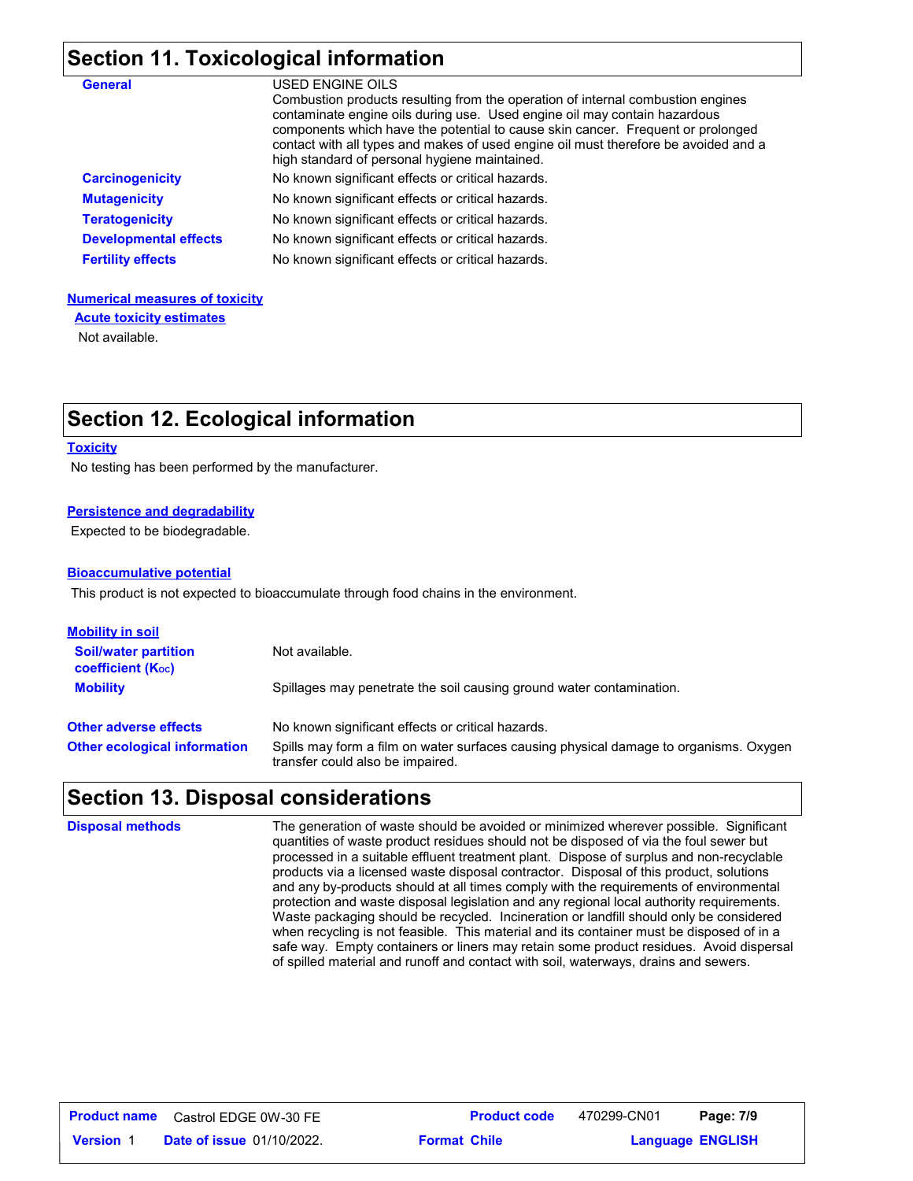## Section 11. Toxicological information

| | |
|---|---|
| **General** | USED ENGINE OILS<br>Combustion products resulting from the operation of internal combustion engines contaminate engine oils during use. Used engine oil may contain hazardous components which have the potential to cause skin cancer. Frequent or prolonged contact with all types and makes of used engine oil must therefore be avoided and a high standard of personal hygiene maintained. |
| **Carcinogenicity** | No known significant effects or critical hazards. |
| **Mutagenicity** | No known significant effects or critical hazards. |
| **Teratogenicity** | No known significant effects or critical hazards. |
| **Developmental effects** | No known significant effects or critical hazards. |
| **Fertility effects** | No known significant effects or critical hazards. |

**Numerical measures of toxicity**

**Acute toxicity estimates**

Not available.

## Section 12. Ecological information

**Toxicity**

No testing has been performed by the manufacturer.

**Persistence and degradability**

Expected to be biodegradable.

**Bioaccumulative potential**

This product is not expected to bioaccumulate through food chains in the environment.

**Mobility in soil**

| | |
|---|---|
| **Soil/water partition coefficient ($K_{OC}$)** | Not available. |
| **Mobility** | Spillages may penetrate the soil causing ground water contamination. |
| **Other adverse effects** | No known significant effects or critical hazards. |
| **Other ecological information** | Spills may form a film on water surfaces causing physical damage to organisms. Oxygen transfer could also be impaired. |

## Section 13. Disposal considerations

| | |
|---|---|
| **Disposal methods** | The generation of waste should be avoided or minimized wherever possible. Significant quantities of waste product residues should not be disposed of via the foul sewer but processed in a suitable effluent treatment plant. Dispose of surplus and non-recyclable products via a licensed waste disposal contractor. Disposal of this product, solutions and any by-products should at all times comply with the requirements of environmental protection and waste disposal legislation and any regional local authority requirements. Waste packaging should be recycled. Incineration or landfill should only be considered when recycling is not feasible. This material and its container must be disposed of in a safe way. Empty containers or liners may retain some product residues. Avoid dispersal of spilled material and runoff and contact with soil, waterways, drains and sewers. |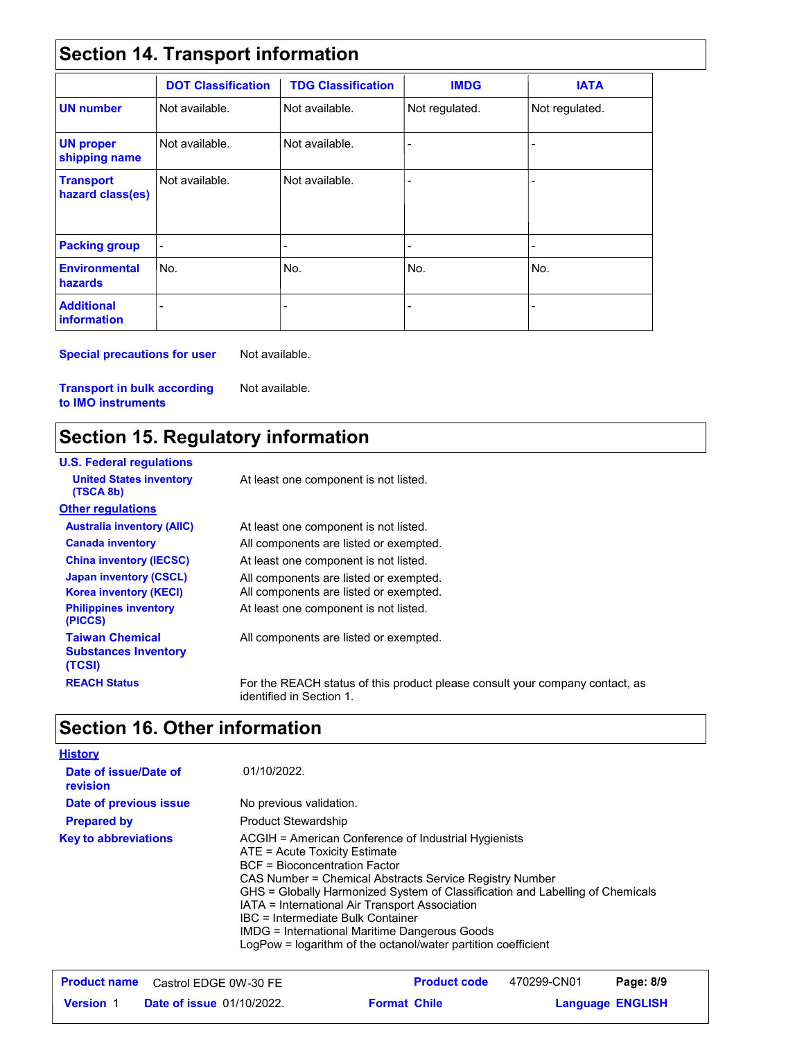## Section 14. Transport information

| | DOT Classification | TDG Classification | IMDG | IATA |
|---|---|---|---|---|
| **UN number** | Not available. | Not available. | Not regulated. | Not regulated. |
| **UN proper shipping name** | Not available. | Not available. | - | - |
| **Transport hazard class(es)** | Not available. | Not available. | - | - |
| **Packing group** | - | - | - | - |
| **Environmental hazards** | No. | No. | No. | No. |
| **Additional information** | - | - | - | - |

**Special precautions for user** Not available.

**Transport in bulk according to IMO instruments** Not available.

## Section 15. Regulatory information

**U.S. Federal regulations**

**United States inventory (TSCA 8b)** At least one component is not listed.

**Other regulations**

**Australia inventory (AIIC)** At least one component is not listed.

**Canada inventory** All components are listed or exempted.

**China inventory (IECSC)** At least one component is not listed.

**Japan inventory (CSCL)** All components are listed or exempted.

**Korea inventory (KECI)** All components are listed or exempted.

**Philippines inventory (PICCS)** At least one component is not listed.

**Taiwan Chemical Substances Inventory (TCSI)** All components are listed or exempted.

**REACH Status** For the REACH status of this product please consult your company contact, as identified in Section 1.

## Section 16. Other information

**History**

**Date of issue/Date of revision** 01/10/2022.

**Date of previous issue** No previous validation.

**Prepared by** Product Stewardship

**Key to abbreviations**

ACGIH = American Conference of Industrial Hygienists
ATE = Acute Toxicity Estimate
BCF = Bioconcentration Factor
CAS Number = Chemical Abstracts Service Registry Number
GHS = Globally Harmonized System of Classification and Labelling of Chemicals
IATA = International Air Transport Association
IBC = Intermediate Bulk Container
IMDG = International Maritime Dangerous Goods
LogPow = logarithm of the octanol/water partition coefficient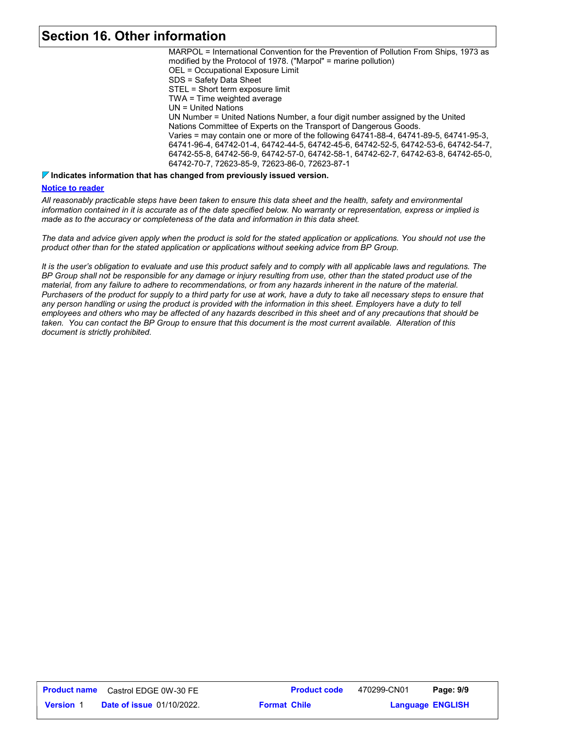## Section 16. Other information

MARPOL = International Convention for the Prevention of Pollution From Ships, 1973 as modified by the Protocol of 1978. ("Marpol" = marine pollution)
OEL = Occupational Exposure Limit
SDS = Safety Data Sheet
STEL = Short term exposure limit
TWA = Time weighted average
UN = United Nations
UN Number = United Nations Number, a four digit number assigned by the United Nations Committee of Experts on the Transport of Dangerous Goods.
Varies = may contain one or more of the following 64741-88-4, 64741-89-5, 64741-95-3, 64741-96-4, 64742-01-4, 64742-44-5, 64742-45-6, 64742-52-5, 64742-53-6, 64742-54-7, 64742-55-8, 64742-56-9, 64742-57-0, 64742-58-1, 64742-62-7, 64742-63-8, 64742-65-0, 64742-70-7, 72623-85-9, 72623-86-0, 72623-87-1

**Indicates information that has changed from previously issued version.**

**Notice to reader**

*All reasonably practicable steps have been taken to ensure this data sheet and the health, safety and environmental information contained in it is accurate as of the date specified below. No warranty or representation, express or implied is made as to the accuracy or completeness of the data and information in this data sheet.*

*The data and advice given apply when the product is sold for the stated application or applications. You should not use the product other than for the stated application or applications without seeking advice from BP Group.*

*It is the user's obligation to evaluate and use this product safely and to comply with all applicable laws and regulations. The BP Group shall not be responsible for any damage or injury resulting from use, other than the stated product use of the material, from any failure to adhere to recommendations, or from any hazards inherent in the nature of the material. Purchasers of the product for supply to a third party for use at work, have a duty to take all necessary steps to ensure that any person handling or using the product is provided with the information in this sheet. Employers have a duty to tell employees and others who may be affected of any hazards described in this sheet and of any precautions that should be taken. You can contact the BP Group to ensure that this document is the most current available. Alteration of this document is strictly prohibited.*

| | | | |
|---|---|---|---|
| **Product name** Castrol EDGE 0W-30 FE | **Product code** 470299-CN01 | | |
| **Version** 1 | **Date of issue** 01/10/2022. | **Format** Chile | **Language** ENGLISH |